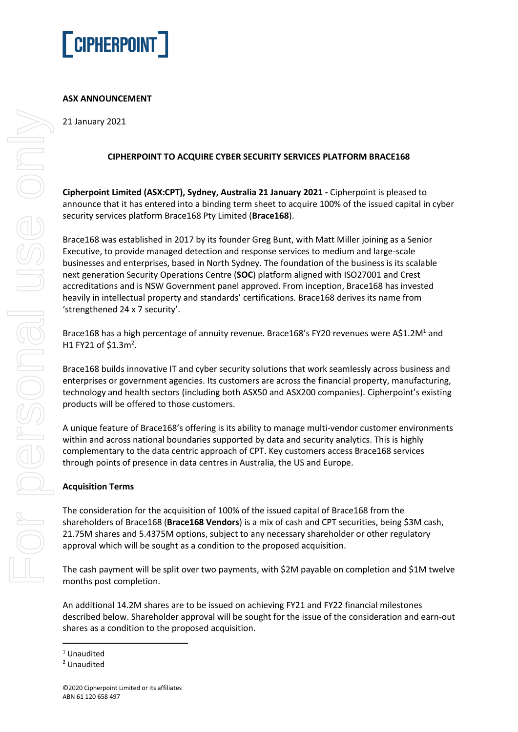**ASX ANNOUNCEMENT**

21 January 2021

**CIPHERPOINT TO ACQUIRE CYBER SECURITY SERVICES PLATFORM BRACE168**

**Cipherpoint Limited (ASX:CPT), Sydney, Australia 21 January 2021 -** Cipherpoint is pleased to announce that it has entered into a binding term sheet to acquire 100% of the issued capital in cyber security services platform Brace168 Pty Limited (**Brace168**).

Brace168 was established in 2017 by its founder Greg Bunt, with Matt Miller joining as a Senior Executive, to provide managed detection and response services to medium and large-scale businesses and enterprises, based in North Sydney. The foundation of the business is its scalable next generation Security Operations Centre (**SOC**) platform aligned with ISO27001 and Crest accreditations and is NSW Government panel approved. From inception, Brace168 has invested heavily in intellectual property and standards' certifications. Brace168 derives its name from 'strengthened 24 x 7 security'.

Brace168 has a high percentage of annuity revenue. Brace168's FY20 revenues were A$1.2M[1] and H1 FY21 of $1.3m[2].

Brace168 builds innovative IT and cyber security solutions that work seamlessly across business and enterprises or government agencies. Its customers are across the financial property, manufacturing, technology and health sectors (including both ASX50 and ASX200 companies). Cipherpoint's existing products will be offered to those customers.

A unique feature of Brace168's offering is its ability to manage multi-vendor customer environments within and across national boundaries supported by data and security analytics. This is highly complementary to the data centric approach of CPT. Key customers access Brace168 services through points of presence in data centres in Australia, the US and Europe.

**Acquisition Terms**

The consideration for the acquisition of 100% of the issued capital of Brace168 from the shareholders of Brace168 (**Brace168 Vendors**) is a mix of cash and CPT securities, being $3M cash, 21.75M shares and 5.4375M options, subject to any necessary shareholder or other regulatory approval which will be sought as a condition to the proposed acquisition.

The cash payment will be split over two payments, with $2M payable on completion and $1M twelve months post completion.

An additional 14.2M shares are to be issued on achieving FY21 and FY22 financial milestones described below. Shareholder approval will be sought for the issue of the consideration and earn-out shares as a condition to the proposed acquisition.

[1] Unaudited

[2] Unaudited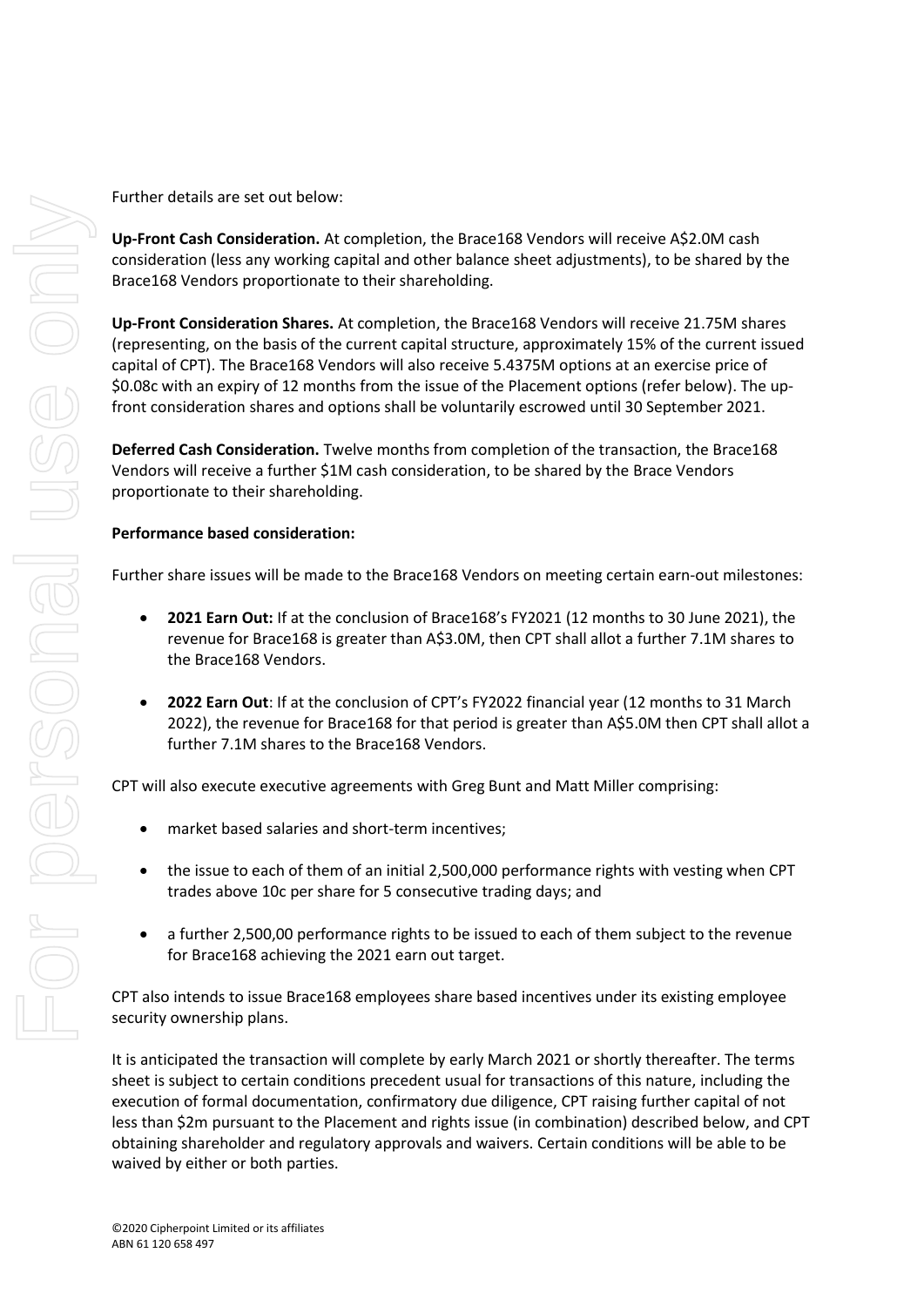Further details are set out below:

**Up-Front Cash Consideration.** At completion, the Brace168 Vendors will receive A$2.0M cash consideration (less any working capital and other balance sheet adjustments), to be shared by the Brace168 Vendors proportionate to their shareholding.

**Up-Front Consideration Shares.** At completion, the Brace168 Vendors will receive 21.75M shares (representing, on the basis of the current capital structure, approximately 15% of the current issued capital of CPT). The Brace168 Vendors will also receive 5.4375M options at an exercise price of $0.08c with an expiry of 12 months from the issue of the Placement options (refer below). The up-front consideration shares and options shall be voluntarily escrowed until 30 September 2021.

**Deferred Cash Consideration.** Twelve months from completion of the transaction, the Brace168 Vendors will receive a further $1M cash consideration, to be shared by the Brace Vendors proportionate to their shareholding.

**Performance based consideration:**

Further share issues will be made to the Brace168 Vendors on meeting certain earn-out milestones:

- **2021 Earn Out:** If at the conclusion of Brace168's FY2021 (12 months to 30 June 2021), the revenue for Brace168 is greater than A$3.0M, then CPT shall allot a further 7.1M shares to the Brace168 Vendors.
- **2022 Earn Out**: If at the conclusion of CPT's FY2022 financial year (12 months to 31 March 2022), the revenue for Brace168 for that period is greater than A$5.0M then CPT shall allot a further 7.1M shares to the Brace168 Vendors.

CPT will also execute executive agreements with Greg Bunt and Matt Miller comprising:

- market based salaries and short-term incentives;
- the issue to each of them of an initial 2,500,000 performance rights with vesting when CPT trades above 10c per share for 5 consecutive trading days; and
- a further 2,500,00 performance rights to be issued to each of them subject to the revenue for Brace168 achieving the 2021 earn out target.

CPT also intends to issue Brace168 employees share based incentives under its existing employee security ownership plans.

It is anticipated the transaction will complete by early March 2021 or shortly thereafter. The terms sheet is subject to certain conditions precedent usual for transactions of this nature, including the execution of formal documentation, confirmatory due diligence, CPT raising further capital of not less than $2m pursuant to the Placement and rights issue (in combination) described below, and CPT obtaining shareholder and regulatory approvals and waivers. Certain conditions will be able to be waived by either or both parties.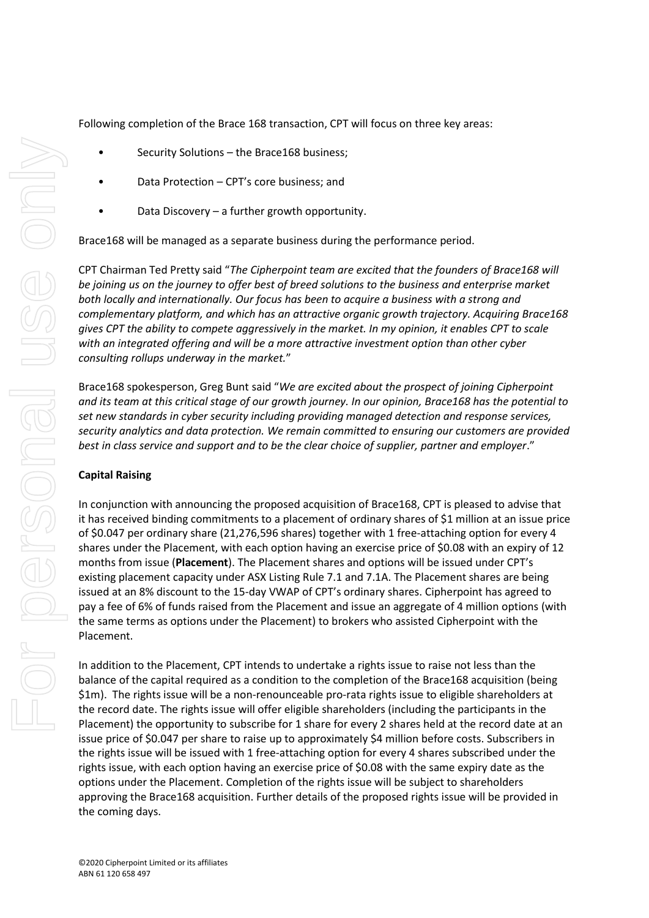Following completion of the Brace 168 transaction, CPT will focus on three key areas:

- Security Solutions – the Brace168 business;
- Data Protection – CPT's core business; and
- Data Discovery – a further growth opportunity.

Brace168 will be managed as a separate business during the performance period.

CPT Chairman Ted Pretty said "*The Cipherpoint team are excited that the founders of Brace168 will be joining us on the journey to offer best of breed solutions to the business and enterprise market both locally and internationally. Our focus has been to acquire a business with a strong and complementary platform, and which has an attractive organic growth trajectory. Acquiring Brace168 gives CPT the ability to compete aggressively in the market. In my opinion, it enables CPT to scale with an integrated offering and will be a more attractive investment option than other cyber consulting rollups underway in the market.*"

Brace168 spokesperson, Greg Bunt said "*We are excited about the prospect of joining Cipherpoint and its team at this critical stage of our growth journey. In our opinion, Brace168 has the potential to set new standards in cyber security including providing managed detection and response services, security analytics and data protection. We remain committed to ensuring our customers are provided best in class service and support and to be the clear choice of supplier, partner and employer*."

**Capital Raising**

In conjunction with announcing the proposed acquisition of Brace168, CPT is pleased to advise that it has received binding commitments to a placement of ordinary shares of $1 million at an issue price of $0.047 per ordinary share (21,276,596 shares) together with 1 free-attaching option for every 4 shares under the Placement, with each option having an exercise price of $0.08 with an expiry of 12 months from issue (**Placement**). The Placement shares and options will be issued under CPT's existing placement capacity under ASX Listing Rule 7.1 and 7.1A. The Placement shares are being issued at an 8% discount to the 15-day VWAP of CPT's ordinary shares. Cipherpoint has agreed to pay a fee of 6% of funds raised from the Placement and issue an aggregate of 4 million options (with the same terms as options under the Placement) to brokers who assisted Cipherpoint with the Placement.

In addition to the Placement, CPT intends to undertake a rights issue to raise not less than the balance of the capital required as a condition to the completion of the Brace168 acquisition (being $1m). The rights issue will be a non-renounceable pro-rata rights issue to eligible shareholders at the record date. The rights issue will offer eligible shareholders (including the participants in the Placement) the opportunity to subscribe for 1 share for every 2 shares held at the record date at an issue price of $0.047 per share to raise up to approximately $4 million before costs. Subscribers in the rights issue will be issued with 1 free-attaching option for every 4 shares subscribed under the rights issue, with each option having an exercise price of $0.08 with the same expiry date as the options under the Placement. Completion of the rights issue will be subject to shareholders approving the Brace168 acquisition. Further details of the proposed rights issue will be provided in the coming days.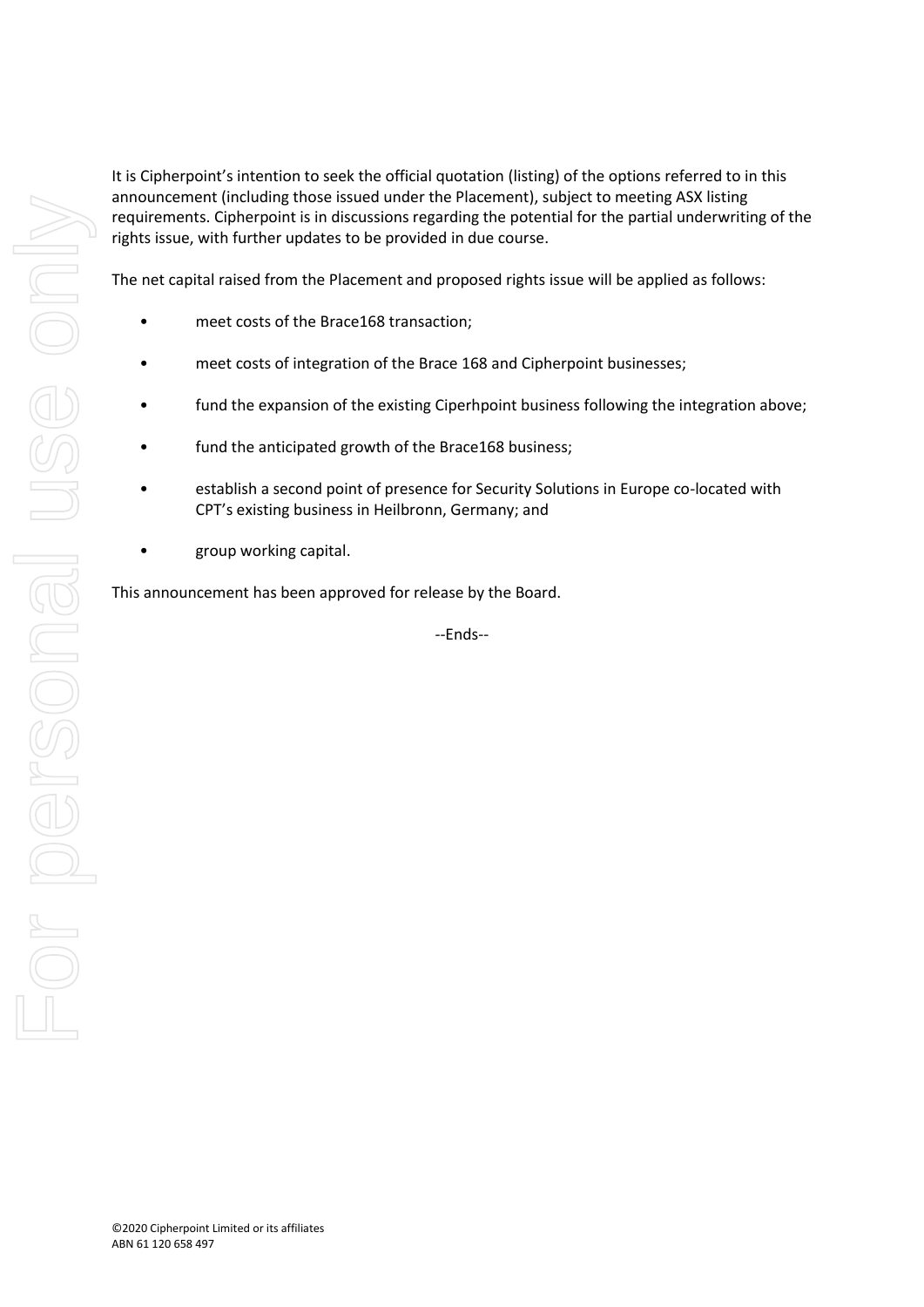It is Cipherpoint's intention to seek the official quotation (listing) of the options referred to in this announcement (including those issued under the Placement), subject to meeting ASX listing requirements. Cipherpoint is in discussions regarding the potential for the partial underwriting of the rights issue, with further updates to be provided in due course.

The net capital raised from the Placement and proposed rights issue will be applied as follows:

- meet costs of the Brace168 transaction;
- meet costs of integration of the Brace 168 and Cipherpoint businesses;
- fund the expansion of the existing Ciperhpoint business following the integration above;
- fund the anticipated growth of the Brace168 business;
- establish a second point of presence for Security Solutions in Europe co-located with CPT's existing business in Heilbronn, Germany; and
- group working capital.

This announcement has been approved for release by the Board.

--Ends--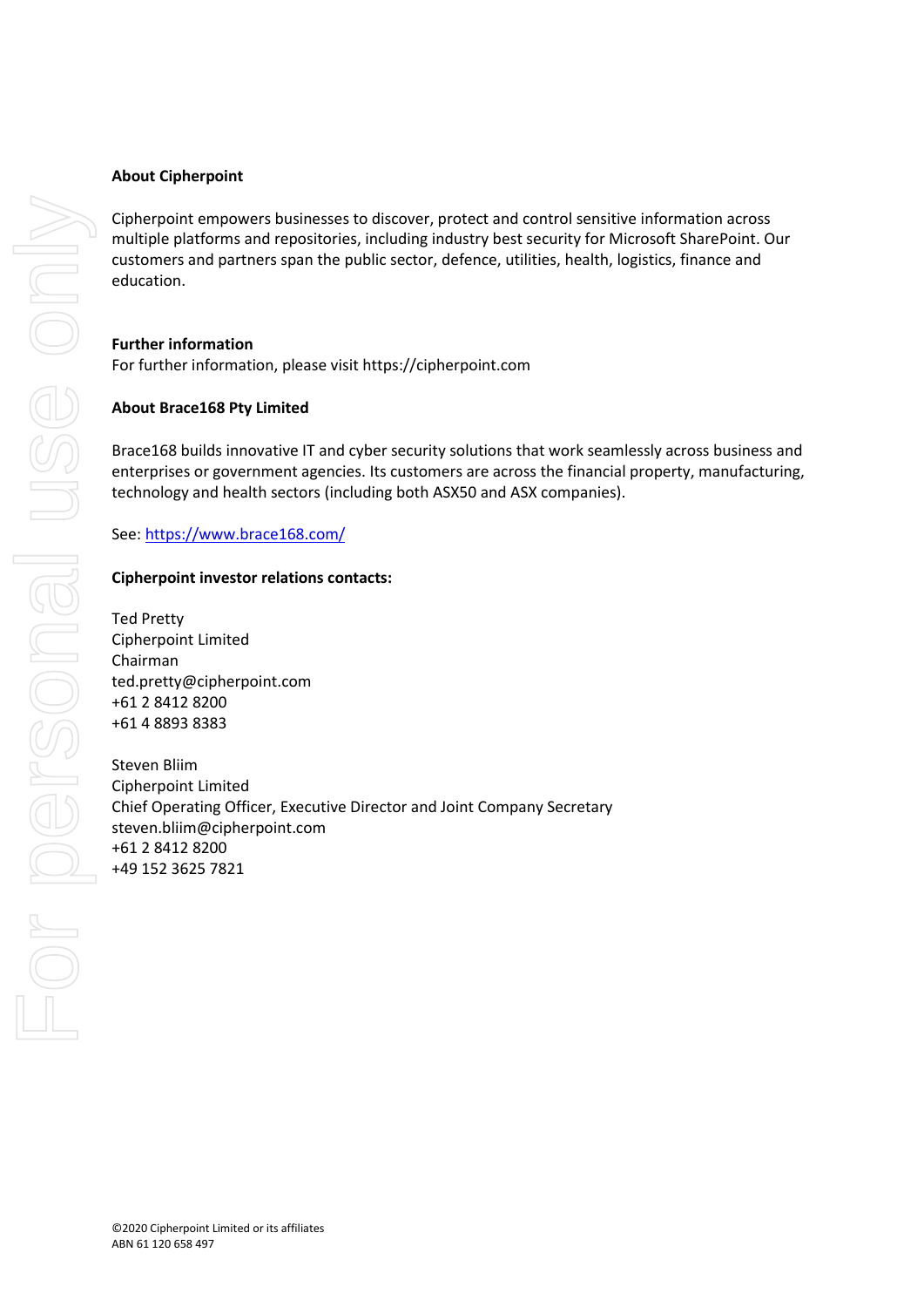**About Cipherpoint**

Cipherpoint empowers businesses to discover, protect and control sensitive information across multiple platforms and repositories, including industry best security for Microsoft SharePoint. Our customers and partners span the public sector, defence, utilities, health, logistics, finance and education.

**Further information**

For further information, please visit https://cipherpoint.com

**About Brace168 Pty Limited**

Brace168 builds innovative IT and cyber security solutions that work seamlessly across business and enterprises or government agencies. Its customers are across the financial property, manufacturing, technology and health sectors (including both ASX50 and ASX companies).

See: https://www.brace168.com/

**Cipherpoint investor relations contacts:**

Ted Pretty
Cipherpoint Limited
Chairman
ted.pretty@cipherpoint.com
+61 2 8412 8200
+61 4 8893 8383

Steven Bliim
Cipherpoint Limited
Chief Operating Officer, Executive Director and Joint Company Secretary
steven.bliim@cipherpoint.com
+61 2 8412 8200
+49 152 3625 7821

©2020 Cipherpoint Limited or its affiliates
ABN 61 120 658 497